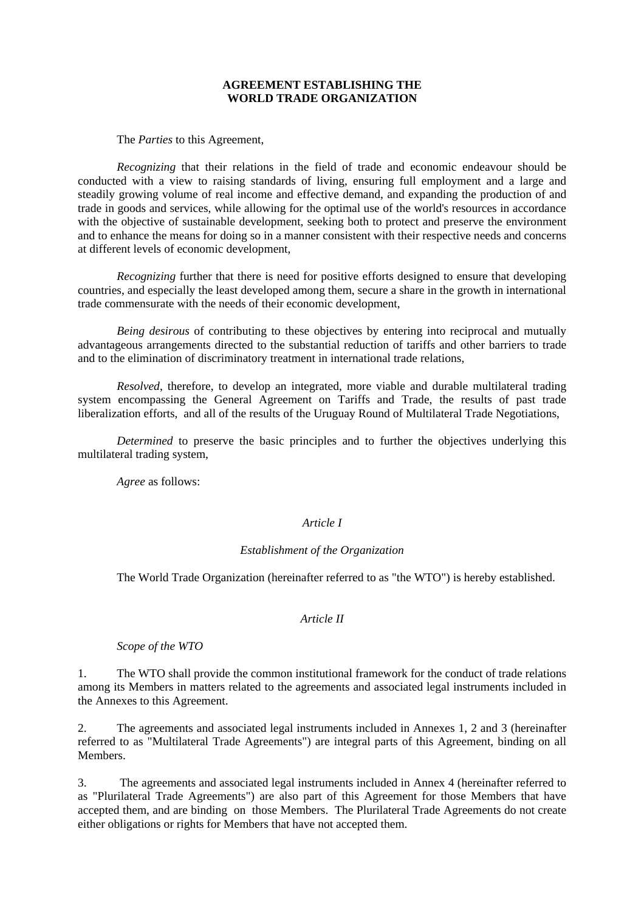# AGREEMENT ESTABLISHING THE WORLD TRADE ORGANIZATION

The *Parties* to this Agreement,

*Recognizing* that their relations in the field of trade and economic endeavour should be conducted with a view to raising standards of living, ensuring full employment and a large and steadily growing volume of real income and effective demand, and expanding the production of and trade in goods and services, while allowing for the optimal use of the world's resources in accordance with the objective of sustainable development, seeking both to protect and preserve the environment and to enhance the means for doing so in a manner consistent with their respective needs and concerns at different levels of economic development,

*Recognizing* further that there is need for positive efforts designed to ensure that developing countries, and especially the least developed among them, secure a share in the growth in international trade commensurate with the needs of their economic development,

*Being desirous* of contributing to these objectives by entering into reciprocal and mutually advantageous arrangements directed to the substantial reduction of tariffs and other barriers to trade and to the elimination of discriminatory treatment in international trade relations,

*Resolved*, therefore, to develop an integrated, more viable and durable multilateral trading system encompassing the General Agreement on Tariffs and Trade, the results of past trade liberalization efforts, and all of the results of the Uruguay Round of Multilateral Trade Negotiations,

*Determined* to preserve the basic principles and to further the objectives underlying this multilateral trading system,

*Agree* as follows:

## *Article I*

### *Establishment of the Organization*

The World Trade Organization (hereinafter referred to as "the WTO") is hereby established.

## *Article II*

### *Scope of the WTO*

1. The WTO shall provide the common institutional framework for the conduct of trade relations among its Members in matters related to the agreements and associated legal instruments included in the Annexes to this Agreement.

2. The agreements and associated legal instruments included in Annexes 1, 2 and 3 (hereinafter referred to as "Multilateral Trade Agreements") are integral parts of this Agreement, binding on all Members.

3. The agreements and associated legal instruments included in Annex 4 (hereinafter referred to as "Plurilateral Trade Agreements") are also part of this Agreement for those Members that have accepted them, and are binding on those Members. The Plurilateral Trade Agreements do not create either obligations or rights for Members that have not accepted them.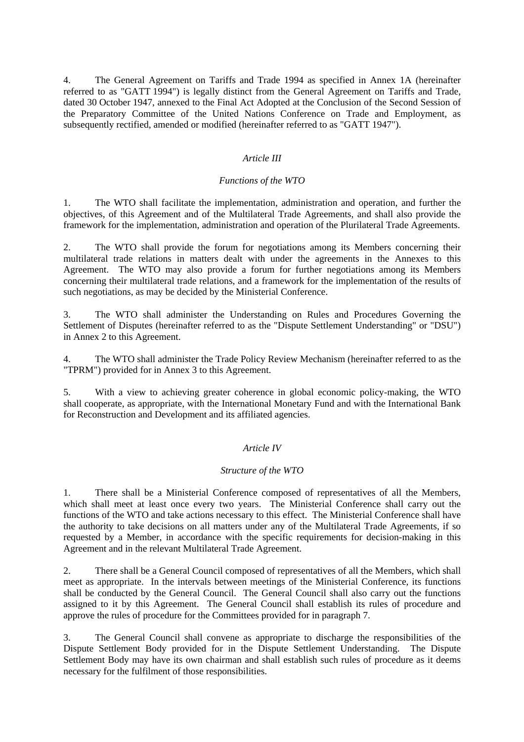4. The General Agreement on Tariffs and Trade 1994 as specified in Annex 1A (hereinafter referred to as "GATT 1994") is legally distinct from the General Agreement on Tariffs and Trade, dated 30 October 1947, annexed to the Final Act Adopted at the Conclusion of the Second Session of the Preparatory Committee of the United Nations Conference on Trade and Employment, as subsequently rectified, amended or modified (hereinafter referred to as "GATT 1947").

## *Article III*

### *Functions of the WTO*

1. The WTO shall facilitate the implementation, administration and operation, and further the objectives, of this Agreement and of the Multilateral Trade Agreements, and shall also provide the framework for the implementation, administration and operation of the Plurilateral Trade Agreements.

2. The WTO shall provide the forum for negotiations among its Members concerning their multilateral trade relations in matters dealt with under the agreements in the Annexes to this Agreement. The WTO may also provide a forum for further negotiations among its Members concerning their multilateral trade relations, and a framework for the implementation of the results of such negotiations, as may be decided by the Ministerial Conference.

3. The WTO shall administer the Understanding on Rules and Procedures Governing the Settlement of Disputes (hereinafter referred to as the "Dispute Settlement Understanding" or "DSU") in Annex 2 to this Agreement.

4. The WTO shall administer the Trade Policy Review Mechanism (hereinafter referred to as the "TPRM") provided for in Annex 3 to this Agreement.

5. With a view to achieving greater coherence in global economic policy-making, the WTO shall cooperate, as appropriate, with the International Monetary Fund and with the International Bank for Reconstruction and Development and its affiliated agencies.

## *Article IV*

### *Structure of the WTO*

1. There shall be a Ministerial Conference composed of representatives of all the Members, which shall meet at least once every two years. The Ministerial Conference shall carry out the functions of the WTO and take actions necessary to this effect. The Ministerial Conference shall have the authority to take decisions on all matters under any of the Multilateral Trade Agreements, if so requested by a Member, in accordance with the specific requirements for decision-making in this Agreement and in the relevant Multilateral Trade Agreement.

2. There shall be a General Council composed of representatives of all the Members, which shall meet as appropriate. In the intervals between meetings of the Ministerial Conference, its functions shall be conducted by the General Council. The General Council shall also carry out the functions assigned to it by this Agreement. The General Council shall establish its rules of procedure and approve the rules of procedure for the Committees provided for in paragraph 7.

3. The General Council shall convene as appropriate to discharge the responsibilities of the Dispute Settlement Body provided for in the Dispute Settlement Understanding. The Dispute Settlement Body may have its own chairman and shall establish such rules of procedure as it deems necessary for the fulfilment of those responsibilities.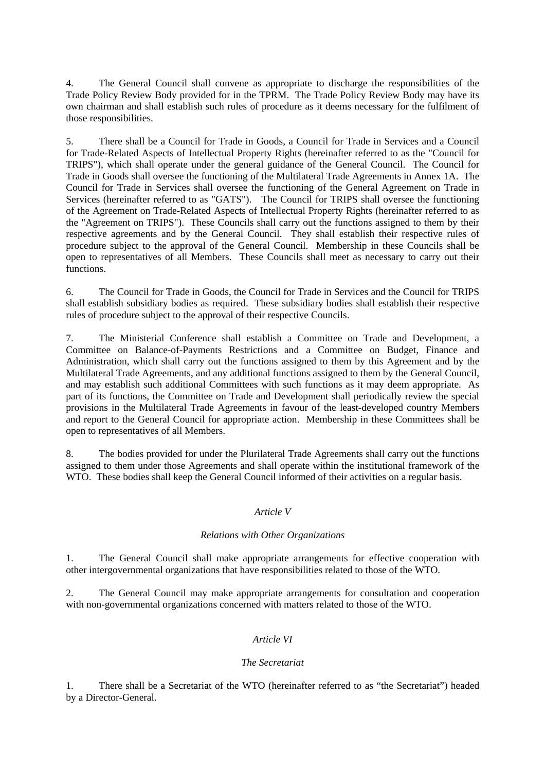4. The General Council shall convene as appropriate to discharge the responsibilities of the Trade Policy Review Body provided for in the TPRM. The Trade Policy Review Body may have its own chairman and shall establish such rules of procedure as it deems necessary for the fulfilment of those responsibilities.

5. There shall be a Council for Trade in Goods, a Council for Trade in Services and a Council for Trade-Related Aspects of Intellectual Property Rights (hereinafter referred to as the "Council for TRIPS"), which shall operate under the general guidance of the General Council. The Council for Trade in Goods shall oversee the functioning of the Multilateral Trade Agreements in Annex 1A. The Council for Trade in Services shall oversee the functioning of the General Agreement on Trade in Services (hereinafter referred to as "GATS"). The Council for TRIPS shall oversee the functioning of the Agreement on Trade-Related Aspects of Intellectual Property Rights (hereinafter referred to as the "Agreement on TRIPS"). These Councils shall carry out the functions assigned to them by their respective agreements and by the General Council. They shall establish their respective rules of procedure subject to the approval of the General Council. Membership in these Councils shall be open to representatives of all Members. These Councils shall meet as necessary to carry out their functions.

6. The Council for Trade in Goods, the Council for Trade in Services and the Council for TRIPS shall establish subsidiary bodies as required. These subsidiary bodies shall establish their respective rules of procedure subject to the approval of their respective Councils.

7. The Ministerial Conference shall establish a Committee on Trade and Development, a Committee on Balance-of-Payments Restrictions and a Committee on Budget, Finance and Administration, which shall carry out the functions assigned to them by this Agreement and by the Multilateral Trade Agreements, and any additional functions assigned to them by the General Council, and may establish such additional Committees with such functions as it may deem appropriate. As part of its functions, the Committee on Trade and Development shall periodically review the special provisions in the Multilateral Trade Agreements in favour of the least-developed country Members and report to the General Council for appropriate action. Membership in these Committees shall be open to representatives of all Members.

8. The bodies provided for under the Plurilateral Trade Agreements shall carry out the functions assigned to them under those Agreements and shall operate within the institutional framework of the WTO. These bodies shall keep the General Council informed of their activities on a regular basis.

## *Article V*

### *Relations with Other Organizations*

1. The General Council shall make appropriate arrangements for effective cooperation with other intergovernmental organizations that have responsibilities related to those of the WTO.

2. The General Council may make appropriate arrangements for consultation and cooperation with non-governmental organizations concerned with matters related to those of the WTO.

## *Article VI*

### *The Secretariat*

1. There shall be a Secretariat of the WTO (hereinafter referred to as “the Secretariat”) headed by a Director-General.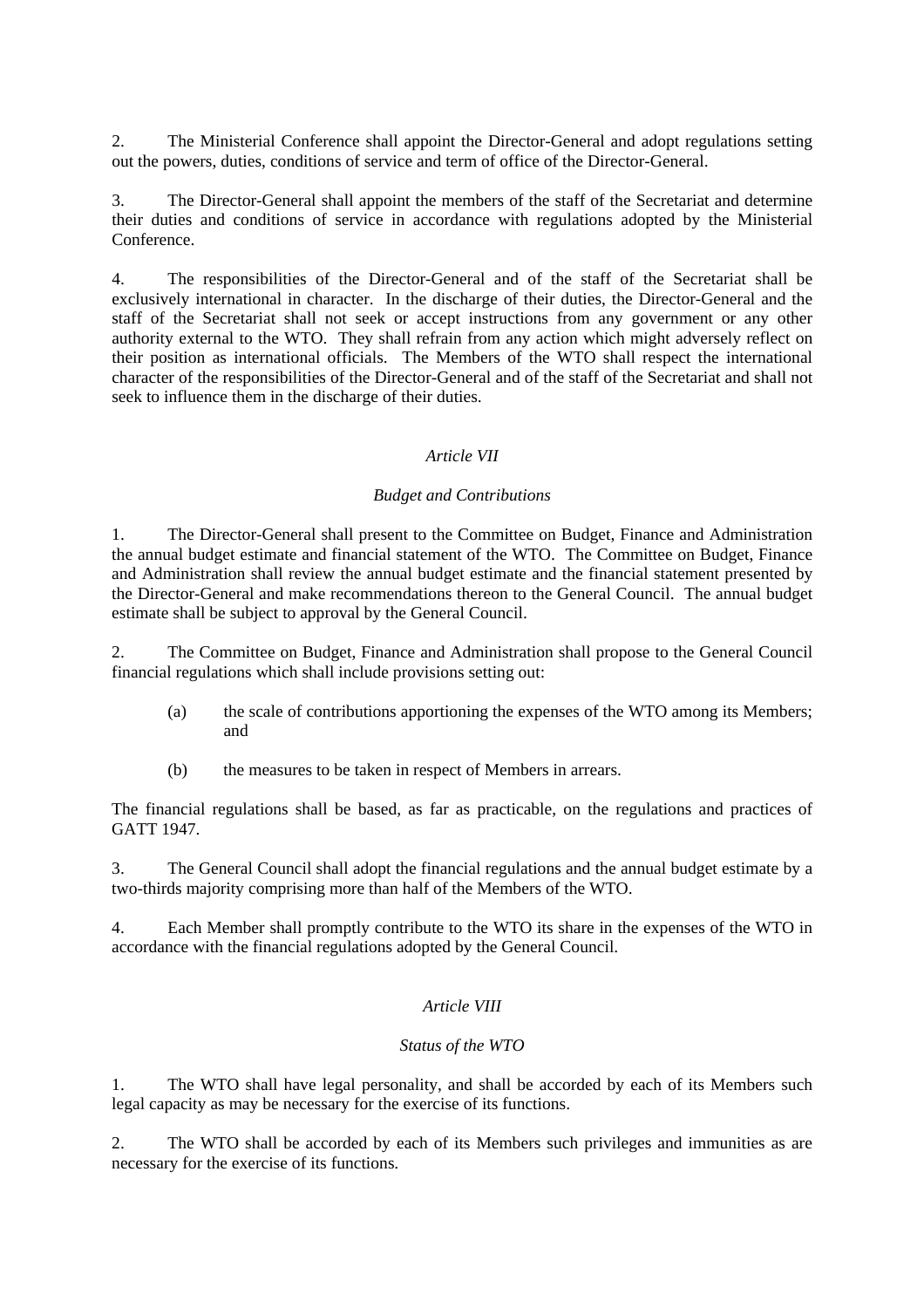2. The Ministerial Conference shall appoint the Director-General and adopt regulations setting out the powers, duties, conditions of service and term of office of the Director-General.

3. The Director-General shall appoint the members of the staff of the Secretariat and determine their duties and conditions of service in accordance with regulations adopted by the Ministerial Conference.

4. The responsibilities of the Director-General and of the staff of the Secretariat shall be exclusively international in character. In the discharge of their duties, the Director-General and the staff of the Secretariat shall not seek or accept instructions from any government or any other authority external to the WTO. They shall refrain from any action which might adversely reflect on their position as international officials. The Members of the WTO shall respect the international character of the responsibilities of the Director-General and of the staff of the Secretariat and shall not seek to influence them in the discharge of their duties.

### *Article VII*

### *Budget and Contributions*

1. The Director-General shall present to the Committee on Budget, Finance and Administration the annual budget estimate and financial statement of the WTO. The Committee on Budget, Finance and Administration shall review the annual budget estimate and the financial statement presented by the Director-General and make recommendations thereon to the General Council. The annual budget estimate shall be subject to approval by the General Council.

2. The Committee on Budget, Finance and Administration shall propose to the General Council financial regulations which shall include provisions setting out:

   (a) the scale of contributions apportioning the expenses of the WTO among its Members; and

   (b) the measures to be taken in respect of Members in arrears.

The financial regulations shall be based, as far as practicable, on the regulations and practices of GATT 1947.

3. The General Council shall adopt the financial regulations and the annual budget estimate by a two-thirds majority comprising more than half of the Members of the WTO.

4. Each Member shall promptly contribute to the WTO its share in the expenses of the WTO in accordance with the financial regulations adopted by the General Council.

### *Article VIII*

### *Status of the WTO*

1. The WTO shall have legal personality, and shall be accorded by each of its Members such legal capacity as may be necessary for the exercise of its functions.

2. The WTO shall be accorded by each of its Members such privileges and immunities as are necessary for the exercise of its functions.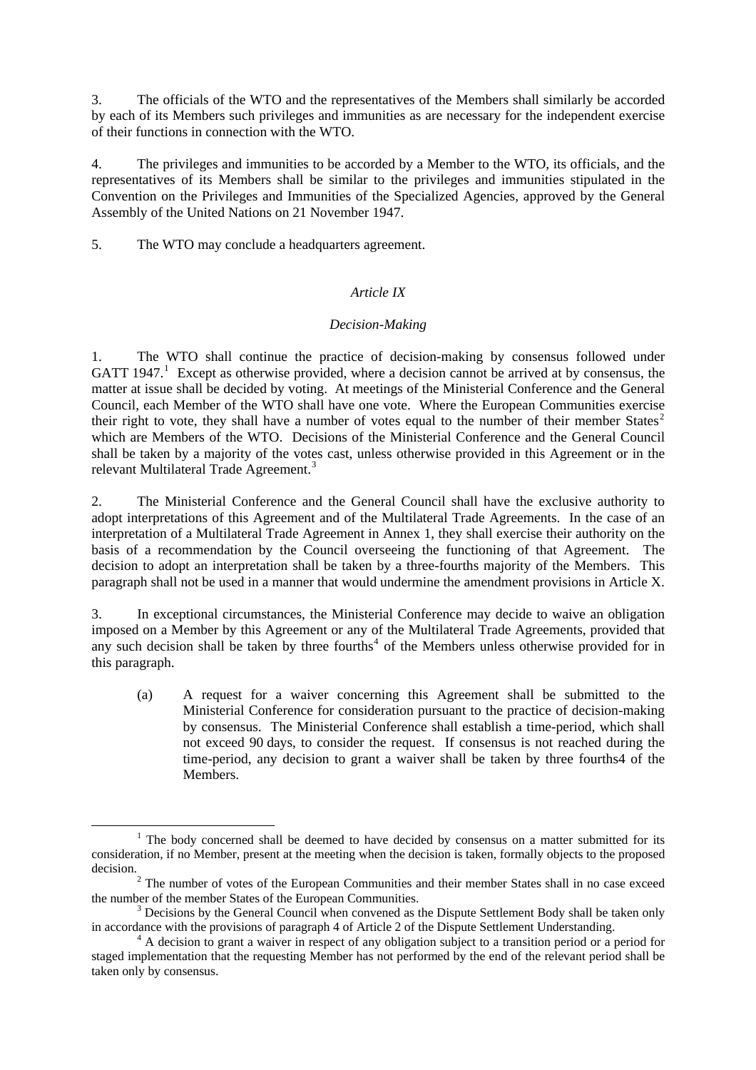3. The officials of the WTO and the representatives of the Members shall similarly be accorded by each of its Members such privileges and immunities as are necessary for the independent exercise of their functions in connection with the WTO.

4. The privileges and immunities to be accorded by a Member to the WTO, its officials, and the representatives of its Members shall be similar to the privileges and immunities stipulated in the Convention on the Privileges and Immunities of the Specialized Agencies, approved by the General Assembly of the United Nations on 21 November 1947.

5. The WTO may conclude a headquarters agreement.

*Article IX*

*Decision-Making*

1. The WTO shall continue the practice of decision-making by consensus followed under GATT 1947.[1] Except as otherwise provided, where a decision cannot be arrived at by consensus, the matter at issue shall be decided by voting. At meetings of the Ministerial Conference and the General Council, each Member of the WTO shall have one vote. Where the European Communities exercise their right to vote, they shall have a number of votes equal to the number of their member States[2] which are Members of the WTO. Decisions of the Ministerial Conference and the General Council shall be taken by a majority of the votes cast, unless otherwise provided in this Agreement or in the relevant Multilateral Trade Agreement.[3]

2. The Ministerial Conference and the General Council shall have the exclusive authority to adopt interpretations of this Agreement and of the Multilateral Trade Agreements. In the case of an interpretation of a Multilateral Trade Agreement in Annex 1, they shall exercise their authority on the basis of a recommendation by the Council overseeing the functioning of that Agreement. The decision to adopt an interpretation shall be taken by a three-fourths majority of the Members. This paragraph shall not be used in a manner that would undermine the amendment provisions in Article X.

3. In exceptional circumstances, the Ministerial Conference may decide to waive an obligation imposed on a Member by this Agreement or any of the Multilateral Trade Agreements, provided that any such decision shall be taken by three fourths[4] of the Members unless otherwise provided for in this paragraph.

   (a) A request for a waiver concerning this Agreement shall be submitted to the Ministerial Conference for consideration pursuant to the practice of decision-making by consensus. The Ministerial Conference shall establish a time-period, which shall not exceed 90 days, to consider the request. If consensus is not reached during the time-period, any decision to grant a waiver shall be taken by three fourths4 of the Members.

---

[1] The body concerned shall be deemed to have decided by consensus on a matter submitted for its consideration, if no Member, present at the meeting when the decision is taken, formally objects to the proposed decision.

[2] The number of votes of the European Communities and their member States shall in no case exceed the number of the member States of the European Communities.

[3] Decisions by the General Council when convened as the Dispute Settlement Body shall be taken only in accordance with the provisions of paragraph 4 of Article 2 of the Dispute Settlement Understanding.

[4] A decision to grant a waiver in respect of any obligation subject to a transition period or a period for staged implementation that the requesting Member has not performed by the end of the relevant period shall be taken only by consensus.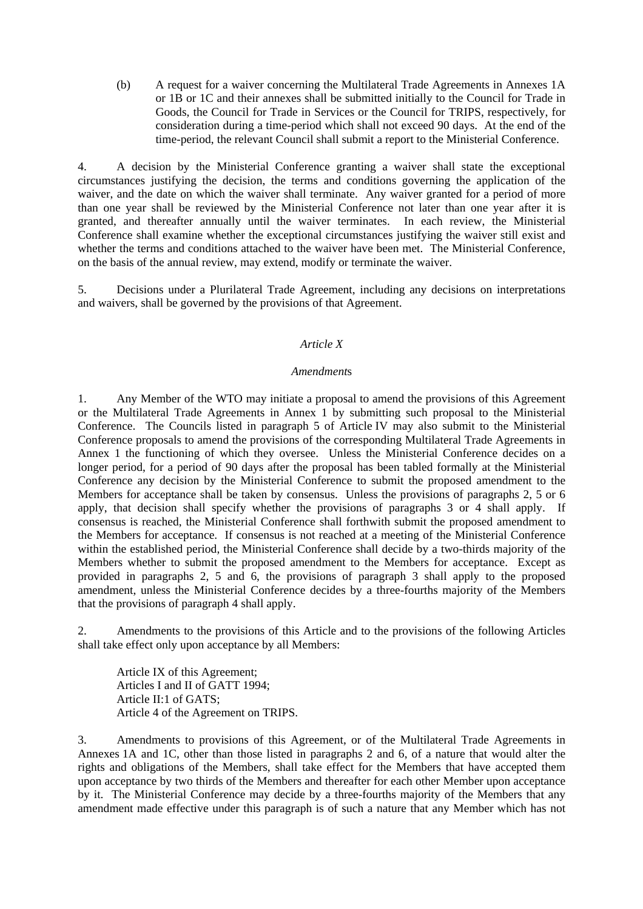(b) A request for a waiver concerning the Multilateral Trade Agreements in Annexes 1A or 1B or 1C and their annexes shall be submitted initially to the Council for Trade in Goods, the Council for Trade in Services or the Council for TRIPS, respectively, for consideration during a time-period which shall not exceed 90 days. At the end of the time-period, the relevant Council shall submit a report to the Ministerial Conference.

4. A decision by the Ministerial Conference granting a waiver shall state the exceptional circumstances justifying the decision, the terms and conditions governing the application of the waiver, and the date on which the waiver shall terminate. Any waiver granted for a period of more than one year shall be reviewed by the Ministerial Conference not later than one year after it is granted, and thereafter annually until the waiver terminates. In each review, the Ministerial Conference shall examine whether the exceptional circumstances justifying the waiver still exist and whether the terms and conditions attached to the waiver have been met. The Ministerial Conference, on the basis of the annual review, may extend, modify or terminate the waiver.

5. Decisions under a Plurilateral Trade Agreement, including any decisions on interpretations and waivers, shall be governed by the provisions of that Agreement.

## *Article X*

### *Amendments*

1. Any Member of the WTO may initiate a proposal to amend the provisions of this Agreement or the Multilateral Trade Agreements in Annex 1 by submitting such proposal to the Ministerial Conference. The Councils listed in paragraph 5 of Article IV may also submit to the Ministerial Conference proposals to amend the provisions of the corresponding Multilateral Trade Agreements in Annex 1 the functioning of which they oversee. Unless the Ministerial Conference decides on a longer period, for a period of 90 days after the proposal has been tabled formally at the Ministerial Conference any decision by the Ministerial Conference to submit the proposed amendment to the Members for acceptance shall be taken by consensus. Unless the provisions of paragraphs 2, 5 or 6 apply, that decision shall specify whether the provisions of paragraphs 3 or 4 shall apply. If consensus is reached, the Ministerial Conference shall forthwith submit the proposed amendment to the Members for acceptance. If consensus is not reached at a meeting of the Ministerial Conference within the established period, the Ministerial Conference shall decide by a two-thirds majority of the Members whether to submit the proposed amendment to the Members for acceptance. Except as provided in paragraphs 2, 5 and 6, the provisions of paragraph 3 shall apply to the proposed amendment, unless the Ministerial Conference decides by a three-fourths majority of the Members that the provisions of paragraph 4 shall apply.

2. Amendments to the provisions of this Article and to the provisions of the following Articles shall take effect only upon acceptance by all Members:

Article IX of this Agreement;
Articles I and II of GATT 1994;
Article II:1 of GATS;
Article 4 of the Agreement on TRIPS.

3. Amendments to provisions of this Agreement, or of the Multilateral Trade Agreements in Annexes 1A and 1C, other than those listed in paragraphs 2 and 6, of a nature that would alter the rights and obligations of the Members, shall take effect for the Members that have accepted them upon acceptance by two thirds of the Members and thereafter for each other Member upon acceptance by it. The Ministerial Conference may decide by a three-fourths majority of the Members that any amendment made effective under this paragraph is of such a nature that any Member which has not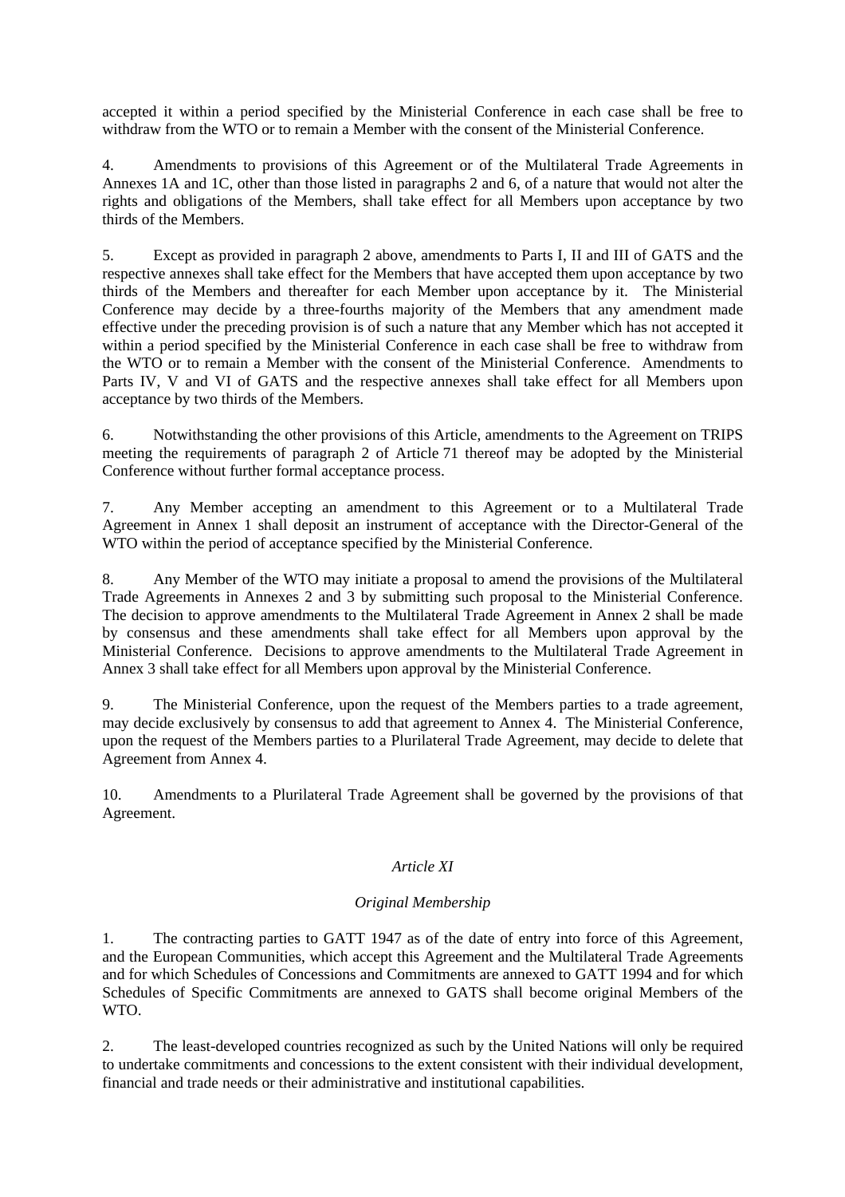accepted it within a period specified by the Ministerial Conference in each case shall be free to withdraw from the WTO or to remain a Member with the consent of the Ministerial Conference.

4. Amendments to provisions of this Agreement or of the Multilateral Trade Agreements in Annexes 1A and 1C, other than those listed in paragraphs 2 and 6, of a nature that would not alter the rights and obligations of the Members, shall take effect for all Members upon acceptance by two thirds of the Members.

5. Except as provided in paragraph 2 above, amendments to Parts I, II and III of GATS and the respective annexes shall take effect for the Members that have accepted them upon acceptance by two thirds of the Members and thereafter for each Member upon acceptance by it. The Ministerial Conference may decide by a three-fourths majority of the Members that any amendment made effective under the preceding provision is of such a nature that any Member which has not accepted it within a period specified by the Ministerial Conference in each case shall be free to withdraw from the WTO or to remain a Member with the consent of the Ministerial Conference. Amendments to Parts IV, V and VI of GATS and the respective annexes shall take effect for all Members upon acceptance by two thirds of the Members.

6. Notwithstanding the other provisions of this Article, amendments to the Agreement on TRIPS meeting the requirements of paragraph 2 of Article 71 thereof may be adopted by the Ministerial Conference without further formal acceptance process.

7. Any Member accepting an amendment to this Agreement or to a Multilateral Trade Agreement in Annex 1 shall deposit an instrument of acceptance with the Director-General of the WTO within the period of acceptance specified by the Ministerial Conference.

8. Any Member of the WTO may initiate a proposal to amend the provisions of the Multilateral Trade Agreements in Annexes 2 and 3 by submitting such proposal to the Ministerial Conference. The decision to approve amendments to the Multilateral Trade Agreement in Annex 2 shall be made by consensus and these amendments shall take effect for all Members upon approval by the Ministerial Conference. Decisions to approve amendments to the Multilateral Trade Agreement in Annex 3 shall take effect for all Members upon approval by the Ministerial Conference.

9. The Ministerial Conference, upon the request of the Members parties to a trade agreement, may decide exclusively by consensus to add that agreement to Annex 4. The Ministerial Conference, upon the request of the Members parties to a Plurilateral Trade Agreement, may decide to delete that Agreement from Annex 4.

10. Amendments to a Plurilateral Trade Agreement shall be governed by the provisions of that Agreement.

### *Article XI*

### *Original Membership*

1. The contracting parties to GATT 1947 as of the date of entry into force of this Agreement, and the European Communities, which accept this Agreement and the Multilateral Trade Agreements and for which Schedules of Concessions and Commitments are annexed to GATT 1994 and for which Schedules of Specific Commitments are annexed to GATS shall become original Members of the WTO.

2. The least-developed countries recognized as such by the United Nations will only be required to undertake commitments and concessions to the extent consistent with their individual development, financial and trade needs or their administrative and institutional capabilities.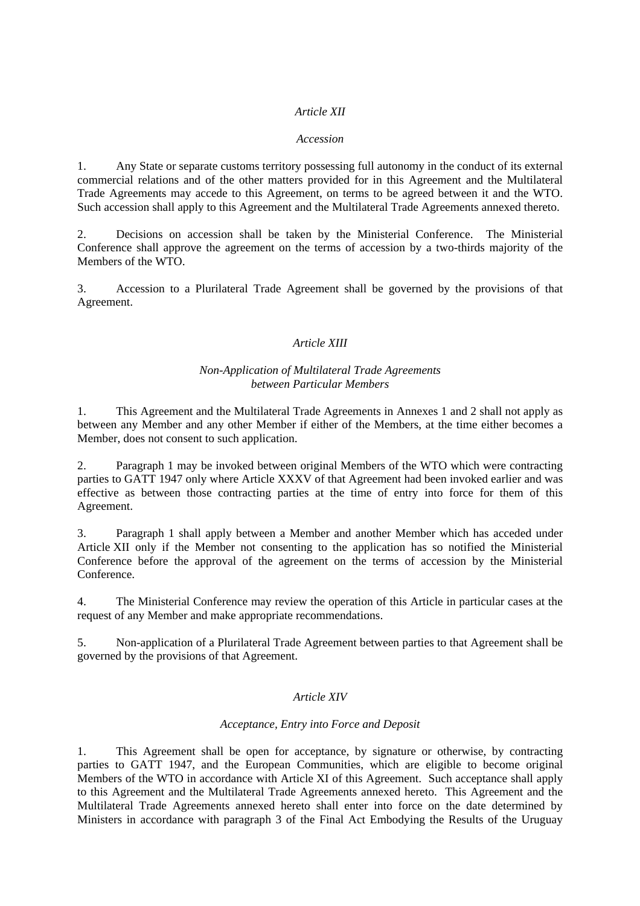## *Article XII*

### *Accession*

1. Any State or separate customs territory possessing full autonomy in the conduct of its external commercial relations and of the other matters provided for in this Agreement and the Multilateral Trade Agreements may accede to this Agreement, on terms to be agreed between it and the WTO. Such accession shall apply to this Agreement and the Multilateral Trade Agreements annexed thereto.

2. Decisions on accession shall be taken by the Ministerial Conference. The Ministerial Conference shall approve the agreement on the terms of accession by a two-thirds majority of the Members of the WTO.

3. Accession to a Plurilateral Trade Agreement shall be governed by the provisions of that Agreement.

## *Article XIII*

### *Non-Application of Multilateral Trade Agreements between Particular Members*

1. This Agreement and the Multilateral Trade Agreements in Annexes 1 and 2 shall not apply as between any Member and any other Member if either of the Members, at the time either becomes a Member, does not consent to such application.

2. Paragraph 1 may be invoked between original Members of the WTO which were contracting parties to GATT 1947 only where Article XXXV of that Agreement had been invoked earlier and was effective as between those contracting parties at the time of entry into force for them of this Agreement.

3. Paragraph 1 shall apply between a Member and another Member which has acceded under Article XII only if the Member not consenting to the application has so notified the Ministerial Conference before the approval of the agreement on the terms of accession by the Ministerial Conference.

4. The Ministerial Conference may review the operation of this Article in particular cases at the request of any Member and make appropriate recommendations.

5. Non-application of a Plurilateral Trade Agreement between parties to that Agreement shall be governed by the provisions of that Agreement.

## *Article XIV*

### *Acceptance, Entry into Force and Deposit*

1. This Agreement shall be open for acceptance, by signature or otherwise, by contracting parties to GATT 1947, and the European Communities, which are eligible to become original Members of the WTO in accordance with Article XI of this Agreement. Such acceptance shall apply to this Agreement and the Multilateral Trade Agreements annexed hereto. This Agreement and the Multilateral Trade Agreements annexed hereto shall enter into force on the date determined by Ministers in accordance with paragraph 3 of the Final Act Embodying the Results of the Uruguay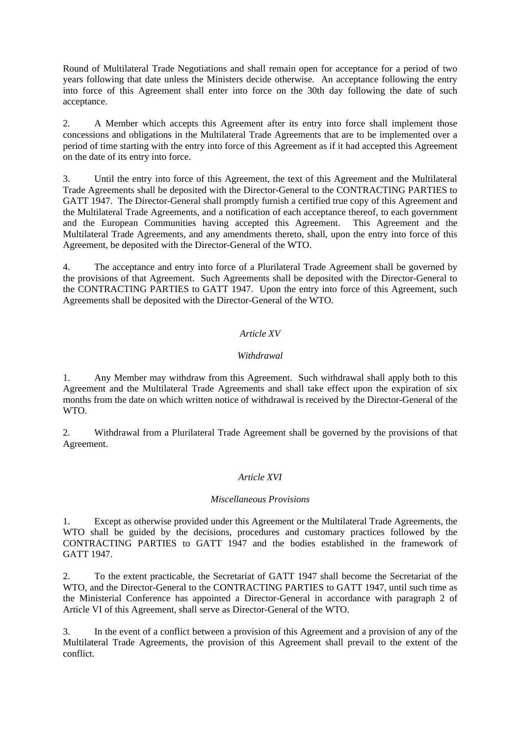Round of Multilateral Trade Negotiations and shall remain open for acceptance for a period of two years following that date unless the Ministers decide otherwise. An acceptance following the entry into force of this Agreement shall enter into force on the 30th day following the date of such acceptance.

2. A Member which accepts this Agreement after its entry into force shall implement those concessions and obligations in the Multilateral Trade Agreements that are to be implemented over a period of time starting with the entry into force of this Agreement as if it had accepted this Agreement on the date of its entry into force.

3. Until the entry into force of this Agreement, the text of this Agreement and the Multilateral Trade Agreements shall be deposited with the Director-General to the CONTRACTING PARTIES to GATT 1947. The Director-General shall promptly furnish a certified true copy of this Agreement and the Multilateral Trade Agreements, and a notification of each acceptance thereof, to each government and the European Communities having accepted this Agreement. This Agreement and the Multilateral Trade Agreements, and any amendments thereto, shall, upon the entry into force of this Agreement, be deposited with the Director-General of the WTO.

4. The acceptance and entry into force of a Plurilateral Trade Agreement shall be governed by the provisions of that Agreement. Such Agreements shall be deposited with the Director-General to the CONTRACTING PARTIES to GATT 1947. Upon the entry into force of this Agreement, such Agreements shall be deposited with the Director-General of the WTO.

## *Article XV*

### *Withdrawal*

1. Any Member may withdraw from this Agreement. Such withdrawal shall apply both to this Agreement and the Multilateral Trade Agreements and shall take effect upon the expiration of six months from the date on which written notice of withdrawal is received by the Director-General of the WTO.

2. Withdrawal from a Plurilateral Trade Agreement shall be governed by the provisions of that Agreement.

## *Article XVI*

### *Miscellaneous Provisions*

1. Except as otherwise provided under this Agreement or the Multilateral Trade Agreements, the WTO shall be guided by the decisions, procedures and customary practices followed by the CONTRACTING PARTIES to GATT 1947 and the bodies established in the framework of GATT 1947.

2. To the extent practicable, the Secretariat of GATT 1947 shall become the Secretariat of the WTO, and the Director-General to the CONTRACTING PARTIES to GATT 1947, until such time as the Ministerial Conference has appointed a Director-General in accordance with paragraph 2 of Article VI of this Agreement, shall serve as Director-General of the WTO.

3. In the event of a conflict between a provision of this Agreement and a provision of any of the Multilateral Trade Agreements, the provision of this Agreement shall prevail to the extent of the conflict.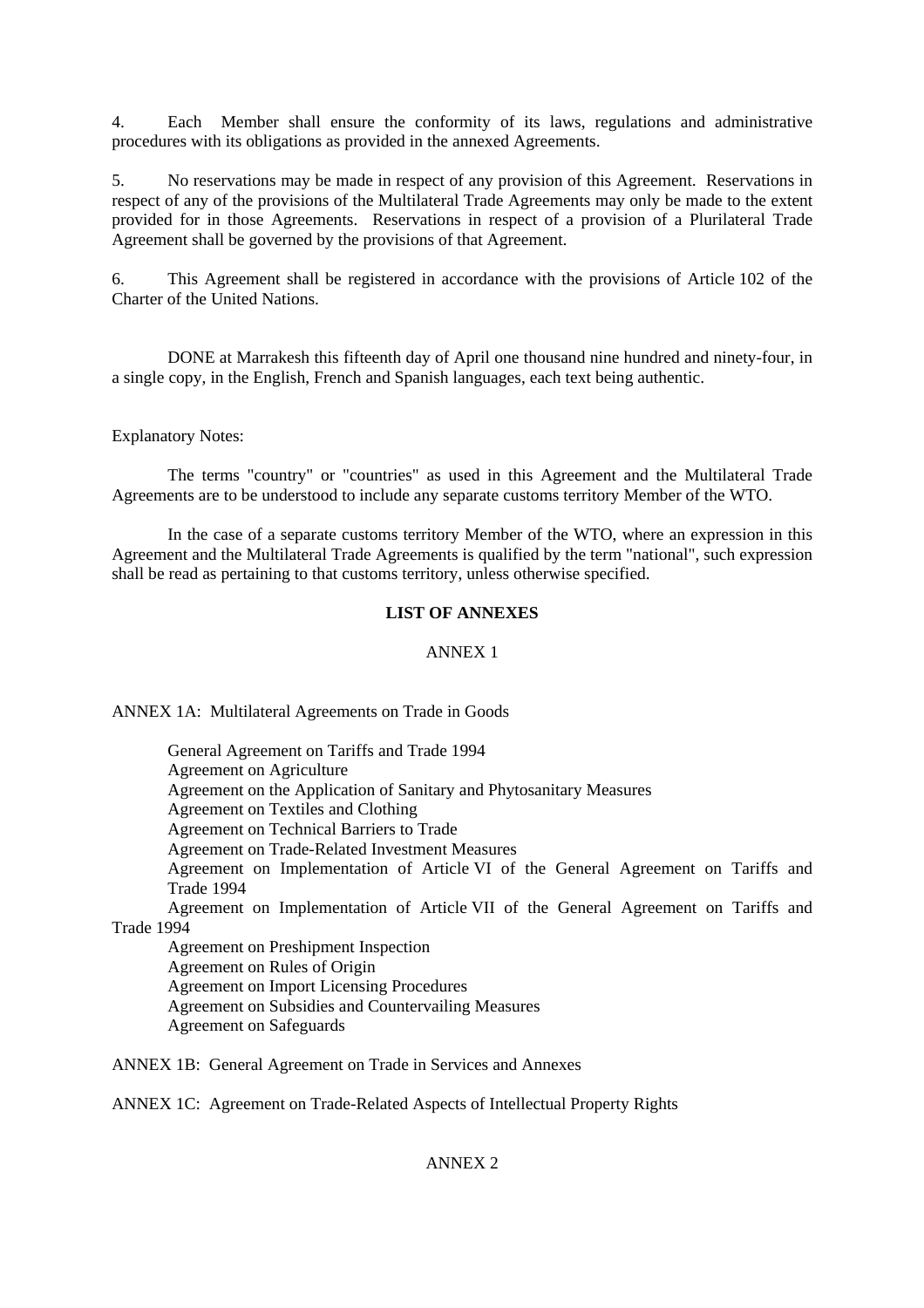4. Each Member shall ensure the conformity of its laws, regulations and administrative procedures with its obligations as provided in the annexed Agreements.

5. No reservations may be made in respect of any provision of this Agreement. Reservations in respect of any of the provisions of the Multilateral Trade Agreements may only be made to the extent provided for in those Agreements. Reservations in respect of a provision of a Plurilateral Trade Agreement shall be governed by the provisions of that Agreement.

6. This Agreement shall be registered in accordance with the provisions of Article 102 of the Charter of the United Nations.

DONE at Marrakesh this fifteenth day of April one thousand nine hundred and ninety-four, in a single copy, in the English, French and Spanish languages, each text being authentic.

Explanatory Notes:

The terms "country" or "countries" as used in this Agreement and the Multilateral Trade Agreements are to be understood to include any separate customs territory Member of the WTO.

In the case of a separate customs territory Member of the WTO, where an expression in this Agreement and the Multilateral Trade Agreements is qualified by the term "national", such expression shall be read as pertaining to that customs territory, unless otherwise specified.

## LIST OF ANNEXES

### ANNEX 1

ANNEX 1A: Multilateral Agreements on Trade in Goods

- General Agreement on Tariffs and Trade 1994
- Agreement on Agriculture
- Agreement on the Application of Sanitary and Phytosanitary Measures
- Agreement on Textiles and Clothing
- Agreement on Technical Barriers to Trade
- Agreement on Trade-Related Investment Measures
- Agreement on Implementation of Article VI of the General Agreement on Tariffs and Trade 1994
- Agreement on Implementation of Article VII of the General Agreement on Tariffs and Trade 1994
- Agreement on Preshipment Inspection
- Agreement on Rules of Origin
- Agreement on Import Licensing Procedures
- Agreement on Subsidies and Countervailing Measures
- Agreement on Safeguards

ANNEX 1B: General Agreement on Trade in Services and Annexes

ANNEX 1C: Agreement on Trade-Related Aspects of Intellectual Property Rights

### ANNEX 2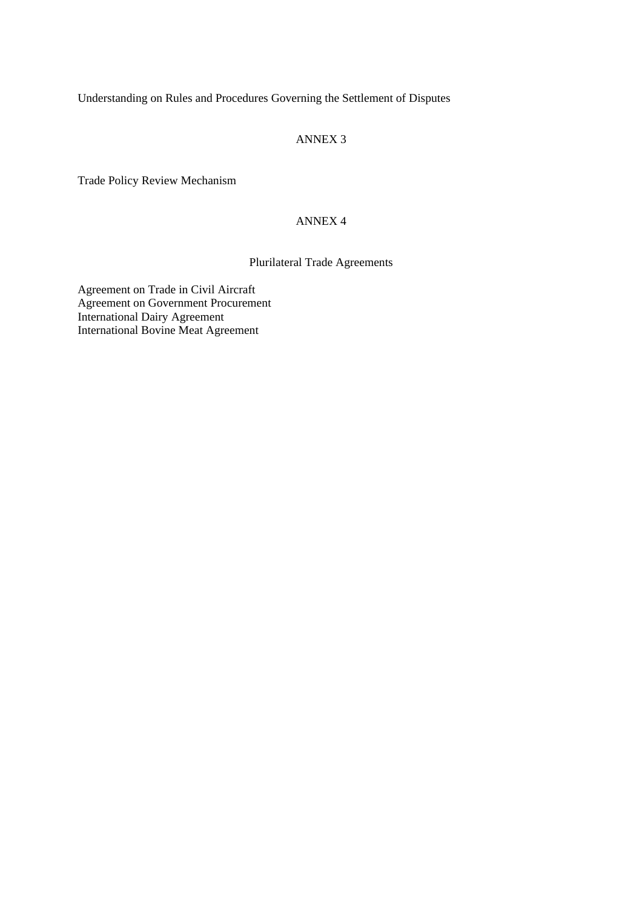Understanding on Rules and Procedures Governing the Settlement of Disputes

## ANNEX 3

Trade Policy Review Mechanism

## ANNEX 4

### Plurilateral Trade Agreements

Agreement on Trade in Civil Aircraft
Agreement on Government Procurement
International Dairy Agreement
International Bovine Meat Agreement